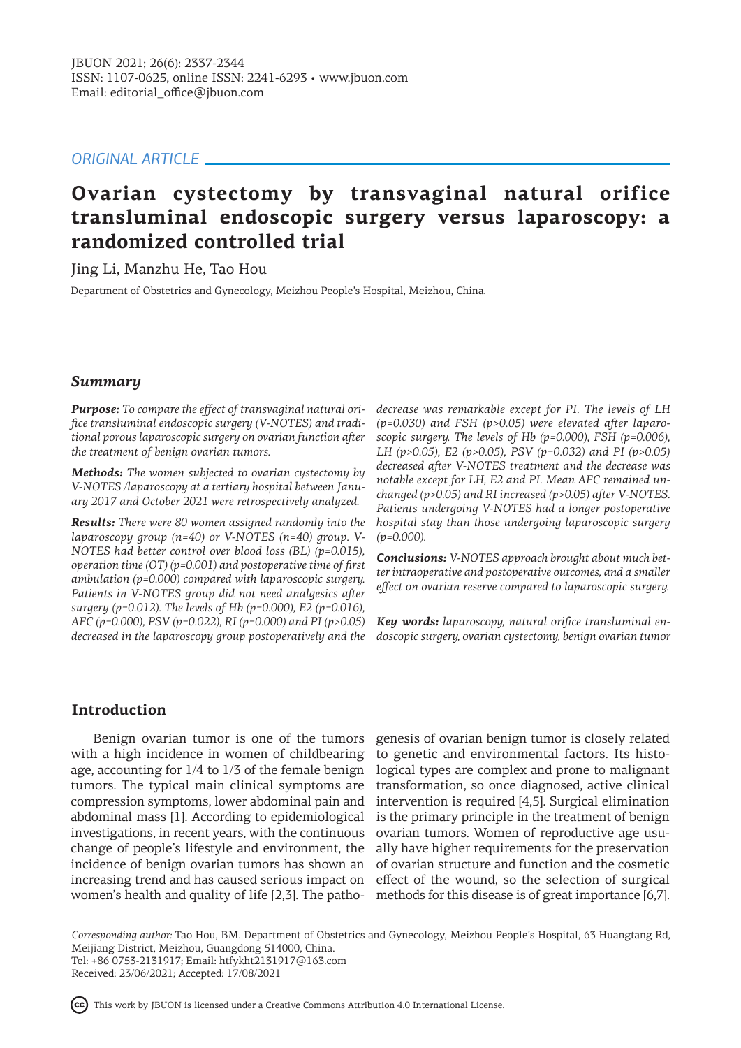ORIGINAL ARTICLE

# Ovarian cystectomy by transvaginal natural orifice transluminal endoscopic surgery versus laparoscopy: a randomized controlled trial

Jing Li, Manzhu He, Tao Hou

Department of Obstetrics and Gynecology, Meizhou People's Hospital, Meizhou, China.

## Summary

***Purpose:*** *To compare the effect of transvaginal natural orifice transluminal endoscopic surgery (V-NOTES) and traditional porous laparoscopic surgery on ovarian function after the treatment of benign ovarian tumors.*

***Methods:*** *The women subjected to ovarian cystectomy by V-NOTES /laparoscopy at a tertiary hospital between January 2017 and October 2021 were retrospectively analyzed.*

***Results:*** *There were 80 women assigned randomly into the laparoscopy group (n=40) or V-NOTES (n=40) group. V-NOTES had better control over blood loss (BL) (p=0.015), operation time (OT) (p=0.001) and postoperative time of first ambulation (p=0.000) compared with laparoscopic surgery. Patients in V-NOTES group did not need analgesics after surgery (p=0.012). The levels of Hb (p=0.000), E2 (p=0.016), AFC (p=0.000), PSV (p=0.022), RI (p=0.000) and PI (p>0.05) decreased in the laparoscopy group postoperatively and the decrease was remarkable except for PI. The levels of LH (p=0.030) and FSH (p>0.05) were elevated after laparoscopic surgery. The levels of Hb (p=0.000), FSH (p=0.006), LH (p>0.05), E2 (p>0.05), PSV (p=0.032) and PI (p>0.05) decreased after V-NOTES treatment and the decrease was notable except for LH, E2 and PI. Mean AFC remained unchanged (p>0.05) and RI increased (p>0.05) after V-NOTES. Patients undergoing V-NOTES had a longer postoperative hospital stay than those undergoing laparoscopic surgery (p=0.000).*

***Conclusions:*** *V-NOTES approach brought about much better intraoperative and postoperative outcomes, and a smaller effect on ovarian reserve compared to laparoscopic surgery.*

***Key words:*** *laparoscopy, natural orifice transluminal endoscopic surgery, ovarian cystectomy, benign ovarian tumor*

## Introduction

Benign ovarian tumor is one of the tumors with a high incidence in women of childbearing age, accounting for 1/4 to 1/3 of the female benign tumors. The typical main clinical symptoms are compression symptoms, lower abdominal pain and abdominal mass [1]. According to epidemiological investigations, in recent years, with the continuous change of people's lifestyle and environment, the incidence of benign ovarian tumors has shown an increasing trend and has caused serious impact on women's health and quality of life [2,3]. The pathogenesis of ovarian benign tumor is closely related to genetic and environmental factors. Its histological types are complex and prone to malignant transformation, so once diagnosed, active clinical intervention is required [4,5]. Surgical elimination is the primary principle in the treatment of benign ovarian tumors. Women of reproductive age usually have higher requirements for the preservation of ovarian structure and function and the cosmetic effect of the wound, so the selection of surgical methods for this disease is of great importance [6,7].

*Corresponding author:* Tao Hou, BM. Department of Obstetrics and Gynecology, Meizhou People's Hospital, 63 Huangtang Rd, Meijiang District, Meizhou, Guangdong 514000, China.
Tel: +86 0753-2131917; Email: htfykht2131917@163.com
Received: 23/06/2021; Accepted: 17/08/2021

This work by JBUON is licensed under a Creative Commons Attribution 4.0 International License.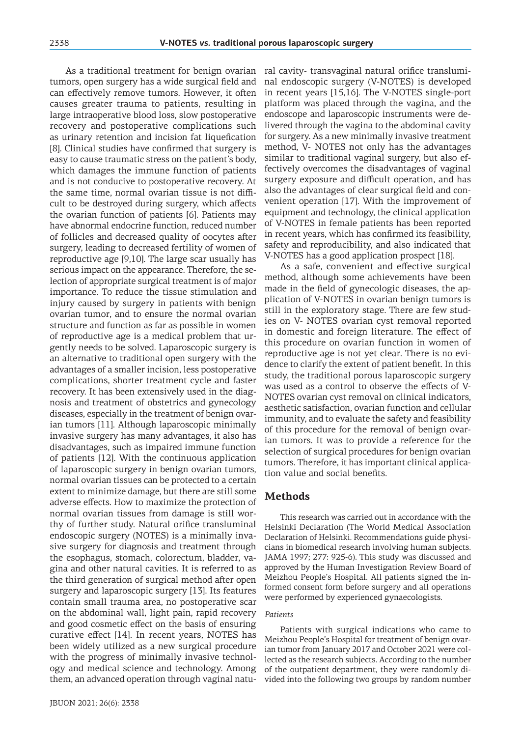As a traditional treatment for benign ovarian tumors, open surgery has a wide surgical field and can effectively remove tumors. However, it often causes greater trauma to patients, resulting in large intraoperative blood loss, slow postoperative recovery and postoperative complications such as urinary retention and incision fat liquefication [8]. Clinical studies have confirmed that surgery is easy to cause traumatic stress on the patient's body, which damages the immune function of patients and is not conducive to postoperative recovery. At the same time, normal ovarian tissue is not difficult to be destroyed during surgery, which affects the ovarian function of patients [6]. Patients may have abnormal endocrine function, reduced number of follicles and decreased quality of oocytes after surgery, leading to decreased fertility of women of reproductive age [9,10]. The large scar usually has serious impact on the appearance. Therefore, the selection of appropriate surgical treatment is of major importance. To reduce the tissue stimulation and injury caused by surgery in patients with benign ovarian tumor, and to ensure the normal ovarian structure and function as far as possible in women of reproductive age is a medical problem that urgently needs to be solved. Laparoscopic surgery is an alternative to traditional open surgery with the advantages of a smaller incision, less postoperative complications, shorter treatment cycle and faster recovery. It has been extensively used in the diagnosis and treatment of obstetrics and gynecology diseases, especially in the treatment of benign ovarian tumors [11]. Although laparoscopic minimally invasive surgery has many advantages, it also has disadvantages, such as impaired immune function of patients [12]. With the continuous application of laparoscopic surgery in benign ovarian tumors, normal ovarian tissues can be protected to a certain extent to minimize damage, but there are still some adverse effects. How to maximize the protection of normal ovarian tissues from damage is still worthy of further study. Natural orifice transluminal endoscopic surgery (NOTES) is a minimally invasive surgery for diagnosis and treatment through the esophagus, stomach, colorectum, bladder, vagina and other natural cavities. It is referred to as the third generation of surgical method after open surgery and laparoscopic surgery [13]. Its features contain small trauma area, no postoperative scar on the abdominal wall, light pain, rapid recovery and good cosmetic effect on the basis of ensuring curative effect [14]. In recent years, NOTES has been widely utilized as a new surgical procedure with the progress of minimally invasive technology and medical science and technology. Among them, an advanced operation through vaginal natural cavity- transvaginal natural orifice transluminal endoscopic surgery (V-NOTES) is developed in recent years [15,16]. The V-NOTES single-port platform was placed through the vagina, and the endoscope and laparoscopic instruments were delivered through the vagina to the abdominal cavity for surgery. As a new minimally invasive treatment method, V- NOTES not only has the advantages similar to traditional vaginal surgery, but also effectively overcomes the disadvantages of vaginal surgery exposure and difficult operation, and has also the advantages of clear surgical field and convenient operation [17]. With the improvement of equipment and technology, the clinical application of V-NOTES in female patients has been reported in recent years, which has confirmed its feasibility, safety and reproducibility, and also indicated that V-NOTES has a good application prospect [18].

As a safe, convenient and effective surgical method, although some achievements have been made in the field of gynecologic diseases, the application of V-NOTES in ovarian benign tumors is still in the exploratory stage. There are few studies on V- NOTES ovarian cyst removal reported in domestic and foreign literature. The effect of this procedure on ovarian function in women of reproductive age is not yet clear. There is no evidence to clarify the extent of patient benefit. In this study, the traditional porous laparoscopic surgery was used as a control to observe the effects of V-NOTES ovarian cyst removal on clinical indicators, aesthetic satisfaction, ovarian function and cellular immunity, and to evaluate the safety and feasibility of this procedure for the removal of benign ovarian tumors. It was to provide a reference for the selection of surgical procedures for benign ovarian tumors. Therefore, it has important clinical application value and social benefits.

## Methods

This research was carried out in accordance with the Helsinki Declaration (The World Medical Association Declaration of Helsinki. Recommendations guide physicians in biomedical research involving human subjects. JAMA 1997; 277: 925-6). This study was discussed and approved by the Human Investigation Review Board of Meizhou People's Hospital. All patients signed the informed consent form before surgery and all operations were performed by experienced gynaecologists.

### *Patients*

Patients with surgical indications who came to Meizhou People's Hospital for treatment of benign ovarian tumor from January 2017 and October 2021 were collected as the research subjects. According to the number of the outpatient department, they were randomly divided into the following two groups by random number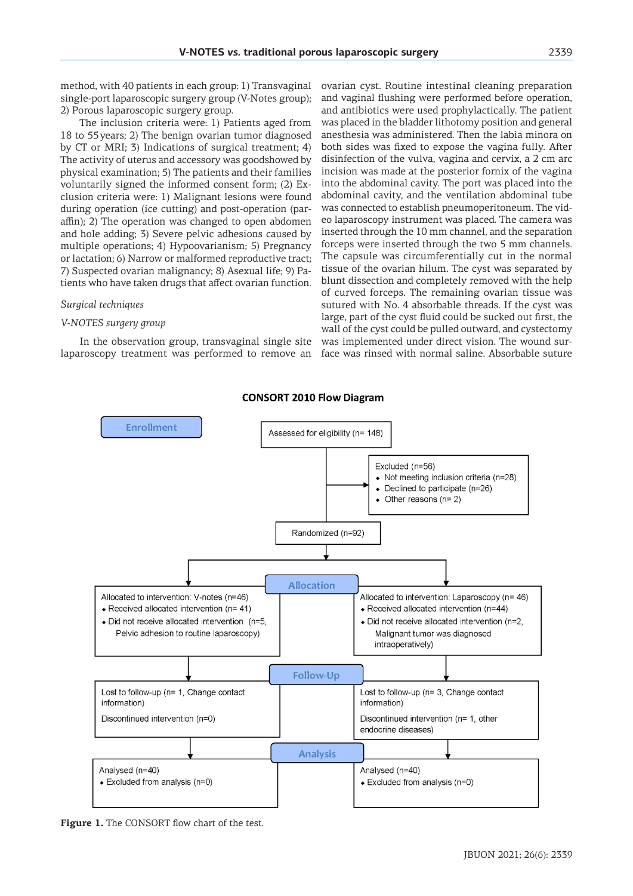method, with 40 patients in each group: 1) Transvaginal single-port laparoscopic surgery group (V-Notes group); 2) Porous laparoscopic surgery group.

The inclusion criteria were: 1) Patients aged from 18 to 55 years; 2) The benign ovarian tumor diagnosed by CT or MRI; 3) Indications of surgical treatment; 4) The activity of uterus and accessory was goodshowed by physical examination; 5) The patients and their families voluntarily signed the informed consent form; (2) Exclusion criteria were: 1) Malignant lesions were found during operation (ice cutting) and post-operation (paraffin); 2) The operation was changed to open abdomen and hole adding; 3) Severe pelvic adhesions caused by multiple operations; 4) Hypoovarianism; 5) Pregnancy or lactation; 6) Narrow or malformed reproductive tract; 7) Suspected ovarian malignancy; 8) Asexual life; 9) Patients who have taken drugs that affect ovarian function.

*Surgical techniques*

*V-NOTES surgery group*

In the observation group, transvaginal single site laparoscopy treatment was performed to remove an ovarian cyst. Routine intestinal cleaning preparation and vaginal flushing were performed before operation, and antibiotics were used prophylactically. The patient was placed in the bladder lithotomy position and general anesthesia was administered. Then the labia minora on both sides was fixed to expose the vagina fully. After disinfection of the vulva, vagina and cervix, a 2 cm arc incision was made at the posterior fornix of the vagina into the abdominal cavity. The port was placed into the abdominal cavity, and the ventilation abdominal tube was connected to establish pneumoperitoneum. The video laparoscopy instrument was placed. The camera was inserted through the 10 mm channel, and the separation forceps were inserted through the two 5 mm channels. The capsule was circumferentially cut in the normal tissue of the ovarian hilum. The cyst was separated by blunt dissection and completely removed with the help of curved forceps. The remaining ovarian tissue was sutured with No. 4 absorbable threads. If the cyst was large, part of the cyst fluid could be sucked out first, the wall of the cyst could be pulled outward, and cystectomy was implemented under direct vision. The wound surface was rinsed with normal saline. Absorbable suture

**CONSORT 2010 Flow Diagram**

**Enrollment**

Assessed for eligibility (n= 148)

Excluded (n=56)
- Not meeting inclusion criteria (n=28)
- Declined to participate (n=26)
- Other reasons (n= 2)

Randomized (n=92)

**Allocation**

Allocated to intervention: V-notes (n=46)
- Received allocated intervention (n= 41)
- Did not receive allocated intervention (n=5, Pelvic adhesion to routine laparoscopy)

Allocated to intervention: Laparoscopy (n= 46)
- Received allocated intervention (n=44)
- Did not receive allocated intervention (n=2, Malignant tumor was diagnosed intraoperatively)

**Follow-Up**

Lost to follow-up (n= 1, Change contact information)

Discontinued intervention (n=0)

Lost to follow-up (n= 3, Change contact information)

Discontinued intervention (n= 1, other endocrine diseases)

**Analysis**

Analysed (n=40)
- Excluded from analysis (n=0)

Analysed (n=40)
- Excluded from analysis (n=0)

**Figure 1.** The CONSORT flow chart of the test.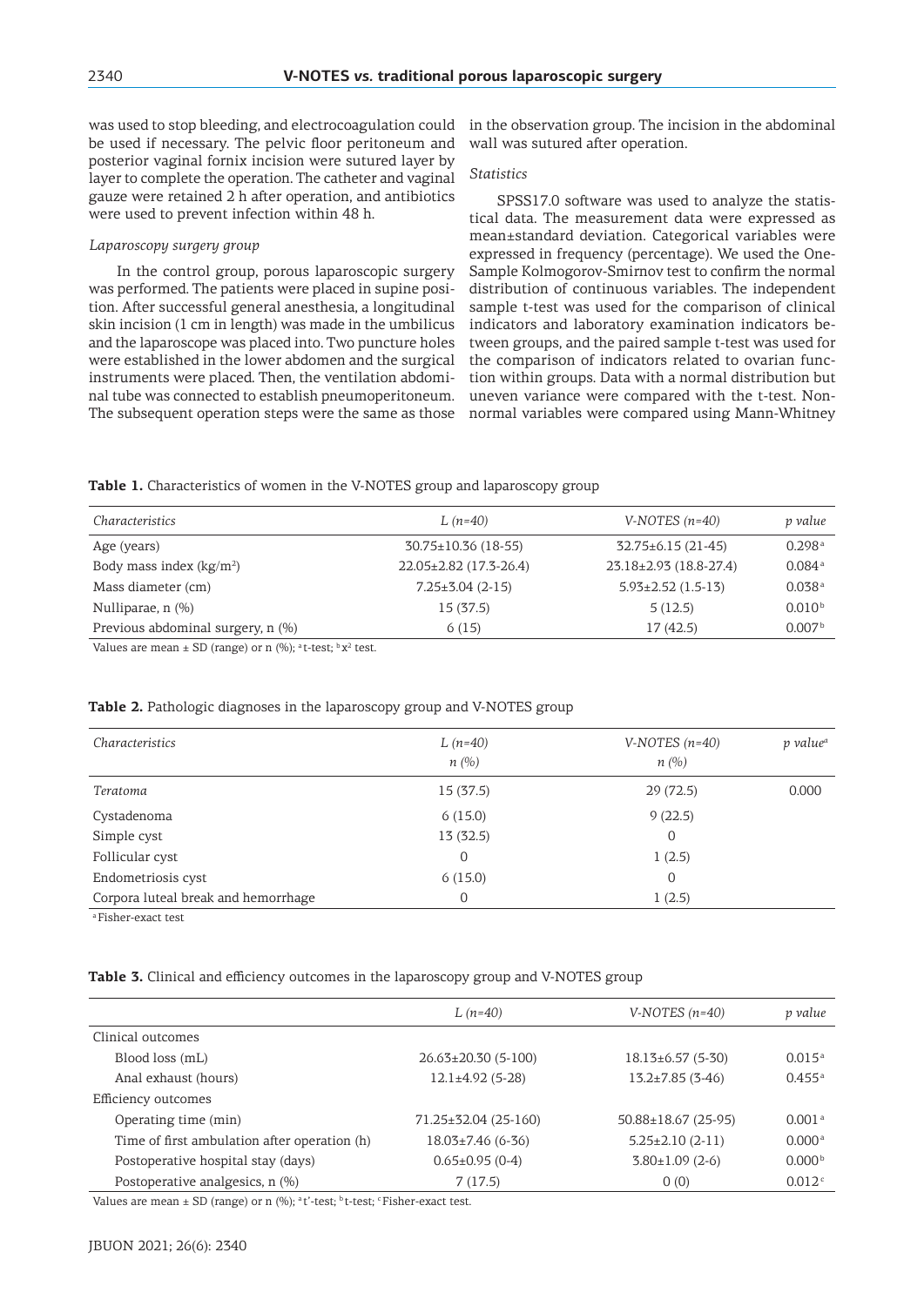was used to stop bleeding, and electrocoagulation could be used if necessary. The pelvic floor peritoneum and posterior vaginal fornix incision were sutured layer by layer to complete the operation. The catheter and vaginal gauze were retained 2 h after operation, and antibiotics were used to prevent infection within 48 h.

*Laparoscopy surgery group*

In the control group, porous laparoscopic surgery was performed. The patients were placed in supine position. After successful general anesthesia, a longitudinal skin incision (1 cm in length) was made in the umbilicus and the laparoscope was placed into. Two puncture holes were established in the lower abdomen and the surgical instruments were placed. Then, the ventilation abdominal tube was connected to establish pneumoperitoneum. The subsequent operation steps were the same as those in the observation group. The incision in the abdominal wall was sutured after operation.

*Statistics*

SPSS17.0 software was used to analyze the statistical data. The measurement data were expressed as mean±standard deviation. Categorical variables were expressed in frequency (percentage). We used the One-Sample Kolmogorov-Smirnov test to confirm the normal distribution of continuous variables. The independent sample t-test was used for the comparison of clinical indicators and laboratory examination indicators between groups, and the paired sample t-test was used for the comparison of indicators related to ovarian function within groups. Data with a normal distribution but uneven variance were compared with the t-test. Non-normal variables were compared using Mann-Whitney

**Table 1.** Characteristics of women in the V-NOTES group and laparoscopy group

| *Characteristics* | *L (n=40)* | *V-NOTES (n=40)* | *p value* |
|---|---|---|---|
| Age (years) | 30.75±10.36 (18-55) | 32.75±6.15 (21-45) | 0.298[a] |
| Body mass index (kg/m$^2$) | 22.05±2.82 (17.3-26.4) | 23.18±2.93 (18.8-27.4) | 0.084[a] |
| Mass diameter (cm) | 7.25±3.04 (2-15) | 5.93±2.52 (1.5-13) | 0.038[a] |
| Nulliparae, n (%) | 15 (37.5) | 5 (12.5) | 0.010[b] |
| Previous abdominal surgery, n (%) | 6 (15) | 17 (42.5) | 0.007[b] |

Values are mean ± SD (range) or n (%); [a] t-test; [b] $x^2$ test.

**Table 2.** Pathologic diagnoses in the laparoscopy group and V-NOTES group

| *Characteristics* | *L (n=40)* *n (%)* | *V-NOTES (n=40)* *n (%)* | *p value*[a] |
|---|---|---|---|
| *Teratoma* | 15 (37.5) | 29 (72.5) | 0.000 |
| Cystadenoma | 6 (15.0) | 9 (22.5) | |
| Simple cyst | 13 (32.5) | 0 | |
| Follicular cyst | 0 | 1 (2.5) | |
| Endometriosis cyst | 6 (15.0) | 0 | |
| Corpora luteal break and hemorrhage | 0 | 1 (2.5) | |

[a] Fisher-exact test

**Table 3.** Clinical and efficiency outcomes in the laparoscopy group and V-NOTES group

| | *L (n=40)* | *V-NOTES (n=40)* | *p value* |
|---|---|---|---|
| Clinical outcomes | | | |
| Blood loss (mL) | 26.63±20.30 (5-100) | 18.13±6.57 (5-30) | 0.015[a] |
| Anal exhaust (hours) | 12.1±4.92 (5-28) | 13.2±7.85 (3-46) | 0.455[a] |
| Efficiency outcomes | | | |
| Operating time (min) | 71.25±32.04 (25-160) | 50.88±18.67 (25-95) | 0.001[a] |
| Time of first ambulation after operation (h) | 18.03±7.46 (6-36) | 5.25±2.10 (2-11) | 0.000[a] |
| Postoperative hospital stay (days) | 0.65±0.95 (0-4) | 3.80±1.09 (2-6) | 0.000[b] |
| Postoperative analgesics, n (%) | 7 (17.5) | 0 (0) | 0.012[c] |

Values are mean ± SD (range) or n (%); [a] t'-test; [b] t-test; [c] Fisher-exact test.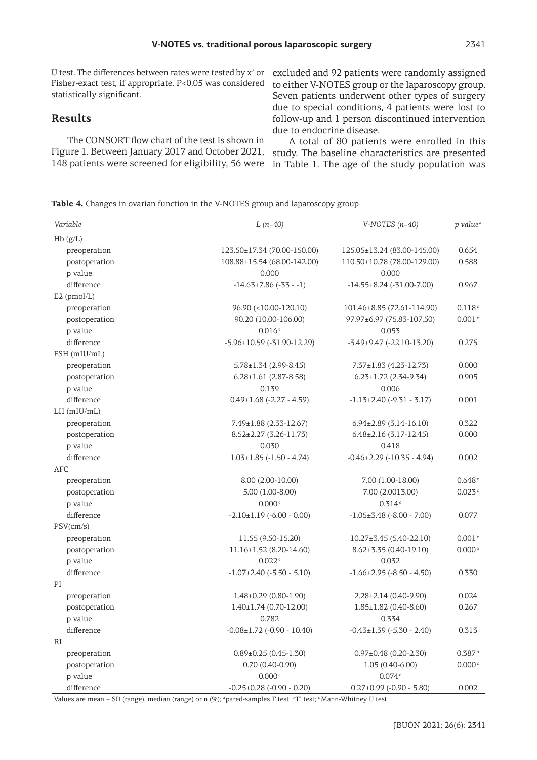U test. The differences between rates were tested by $x^2$ or Fisher-exact test, if appropriate. P<0.05 was considered statistically significant.

## Results

The CONSORT flow chart of the test is shown in Figure 1. Between January 2017 and October 2021, 148 patients were screened for eligibility, 56 were excluded and 92 patients were randomly assigned to either V-NOTES group or the laparoscopy group. Seven patients underwent other types of surgery due to special conditions, 4 patients were lost to follow-up and 1 person discontinued intervention due to endocrine disease.

A total of 80 patients were enrolled in this study. The baseline characteristics are presented in Table 1. The age of the study population was

**Table 4.** Changes in ovarian function in the V-NOTES group and laparoscopy group

| *Variable* | *L (n=40)* | *V-NOTES (n=40)* | *p value*[a] |
|---|---|---|---|
| Hb (g/L) | | | |
| preoperation | 123.50±17.34 (70.00-150.00) | 125.05±13.24 (83.00-145.00) | 0.654 |
| postoperation | 108.88±15.54 (68.00-142.00) | 110.50±10.78 (78.00-129.00) | 0.588 |
| p value | 0.000 | 0.000 | |
| difference | -14.63±7.86 (-33 - -1) | -14.55±8.24 (-31.00-7.00) | 0.967 |
| E2 (pmol/L) | | | |
| preoperation | 96.90 (<10.00-120.10) | 101.46±8.85 (72.61-114.90) | 0.118[c] |
| postoperation | 90.20 (10.00-106.00) | 97.97±6.97 (75.83-107.50) | 0.001[c] |
| p value | 0.016[c] | 0.053 | |
| difference | -5.96±10.59 (-31.90-12.29) | -3.49±9.47 (-22.10-13.20) | 0.275 |
| FSH (mIU/mL) | | | |
| preoperation | 5.78±1.34 (2.99-8.45) | 7.37±1.83 (4.23-12.73) | 0.000 |
| postoperation | 6.28±1.61 (2.87-8.58) | 6.23±1.72 (2.34-9.34) | 0.905 |
| p value | 0.139 | 0.006 | |
| difference | 0.49±1.68 (-2.27 - 4.59) | -1.13±2.40 (-9.31 - 3.17) | 0.001 |
| LH (mIU/mL) | | | |
| preoperation | 7.49±1.88 (2.33-12.67) | 6.94±2.89 (3.14-16.10) | 0.322 |
| postoperation | 8.52±2.27 (3.26-11.73) | 6.48±2.16 (3.17-12.45) | 0.000 |
| p value | 0.030 | 0.418 | |
| difference | 1.03±1.85 (-1.50 - 4.74) | -0.46±2.29 (-10.35 - 4.94) | 0.002 |
| AFC | | | |
| preoperation | 8.00 (2.00-10.00) | 7.00 (1.00-18.00) | 0.648[c] |
| postoperation | 5.00 (1.00-8.00) | 7.00 (2.0013.00) | 0.023[c] |
| p value | 0.000[c] | 0.314[c] | |
| difference | -2.10±1.19 (-6.00 - 0.00) | -1.05±3.48 (-8.00 - 7.00) | 0.077 |
| PSV(cm/s) | | | |
| preoperation | 11.55 (9.50-15.20) | 10.27±3.45 (5.40-22.10) | 0.001[c] |
| postoperation | 11.16±1.52 (8.20-14.60) | 8.62±3.35 (0.40-19.10) | 0.000[b] |
| p value | 0.022[c] | 0.032 | |
| difference | -1.07±2.40 (-5.50 - 5.10) | -1.66±2.95 (-8.50 - 4.50) | 0.330 |
| PI | | | |
| preoperation | 1.48±0.29 (0.80-1.90) | 2.28±2.14 (0.40-9.90) | 0.024 |
| postoperation | 1.40±1.74 (0.70-12.00) | 1.85±1.82 (0.40-8.60) | 0.267 |
| p value | 0.782 | 0.334 | |
| difference | -0.08±1.72 (-0.90 - 10.40) | -0.43±1.39 (-5.30 - 2.40) | 0.313 |
| RI | | | |
| preoperation | 0.89±0.25 (0.45-1.30) | 0.97±0.48 (0.20-2.30) | 0.387[b] |
| postoperation | 0.70 (0.40-0.90) | 1.05 (0.40-6.00) | 0.000[c] |
| p value | 0.000[c] | 0.074[c] | |
| difference | -0.25±0.28 (-0.90 - 0.20) | 0.27±0.99 (-0.90 - 5.80) | 0.002 |

Values are mean ± SD (range), median (range) or n (%); [a]pared-samples T test; [b]T' test; [c]Mann-Whitney U test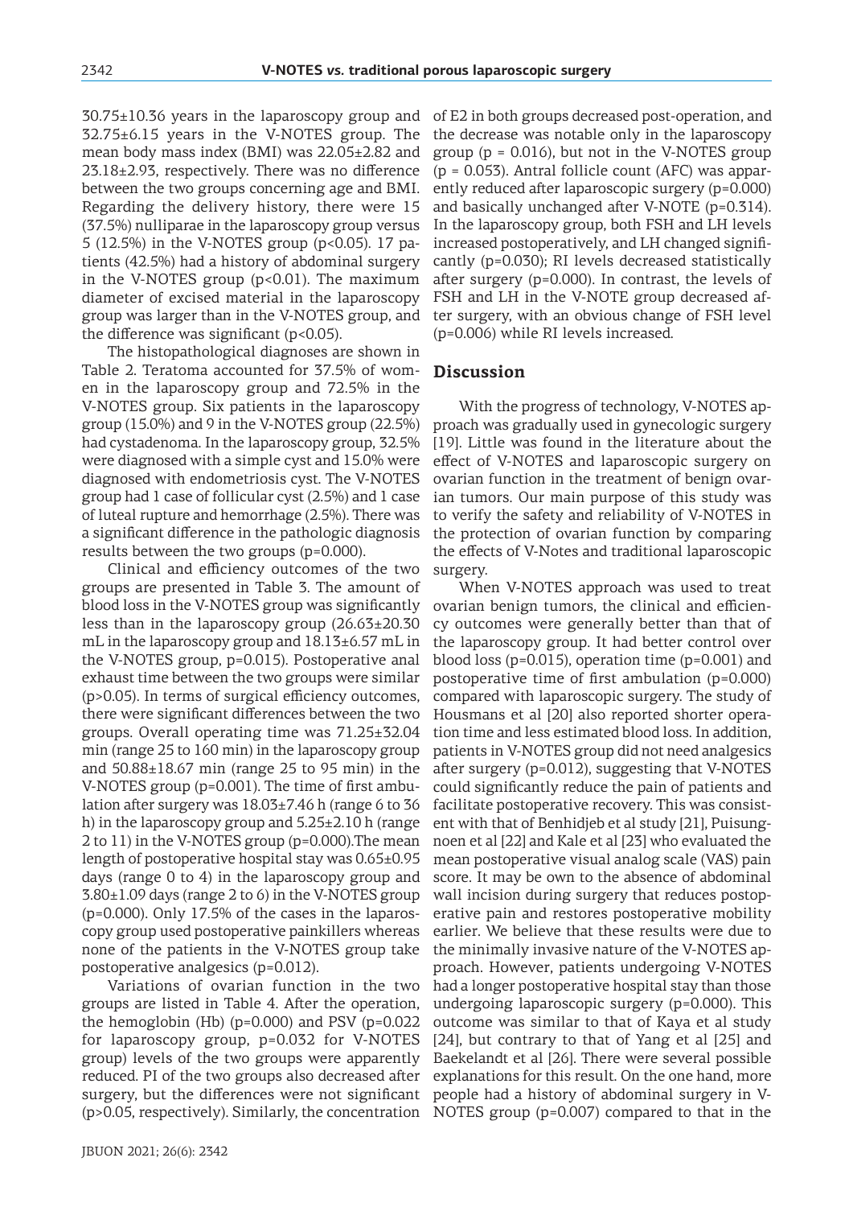30.75±10.36 years in the laparoscopy group and 32.75±6.15 years in the V-NOTES group. The mean body mass index (BMI) was 22.05±2.82 and 23.18±2.93, respectively. There was no difference between the two groups concerning age and BMI. Regarding the delivery history, there were 15 (37.5%) nulliparae in the laparoscopy group versus 5 (12.5%) in the V-NOTES group ($p<0.05$). 17 patients (42.5%) had a history of abdominal surgery in the V-NOTES group ($p<0.01$). The maximum diameter of excised material in the laparoscopy group was larger than in the V-NOTES group, and the difference was significant ($p<0.05$).

The histopathological diagnoses are shown in Table 2. Teratoma accounted for 37.5% of women in the laparoscopy group and 72.5% in the V-NOTES group. Six patients in the laparoscopy group (15.0%) and 9 in the V-NOTES group (22.5%) had cystadenoma. In the laparoscopy group, 32.5% were diagnosed with a simple cyst and 15.0% were diagnosed with endometriosis cyst. The V-NOTES group had 1 case of follicular cyst (2.5%) and 1 case of luteal rupture and hemorrhage (2.5%). There was a significant difference in the pathologic diagnosis results between the two groups ($p=0.000$).

Clinical and efficiency outcomes of the two groups are presented in Table 3. The amount of blood loss in the V-NOTES group was significantly less than in the laparoscopy group (26.63±20.30 mL in the laparoscopy group and 18.13±6.57 mL in the V-NOTES group, $p=0.015$). Postoperative anal exhaust time between the two groups were similar ($p>0.05$). In terms of surgical efficiency outcomes, there were significant differences between the two groups. Overall operating time was 71.25±32.04 min (range 25 to 160 min) in the laparoscopy group and 50.88±18.67 min (range 25 to 95 min) in the V-NOTES group ($p=0.001$). The time of first ambulation after surgery was 18.03±7.46 h (range 6 to 36 h) in the laparoscopy group and 5.25±2.10 h (range 2 to 11) in the V-NOTES group ($p=0.000$).The mean length of postoperative hospital stay was 0.65±0.95 days (range 0 to 4) in the laparoscopy group and 3.80±1.09 days (range 2 to 6) in the V-NOTES group ($p=0.000$). Only 17.5% of the cases in the laparoscopy group used postoperative painkillers whereas none of the patients in the V-NOTES group take postoperative analgesics ($p=0.012$).

Variations of ovarian function in the two groups are listed in Table 4. After the operation, the hemoglobin (Hb) ($p=0.000$) and PSV ($p=0.022$ for laparoscopy group, $p=0.032$ for V-NOTES group) levels of the two groups were apparently reduced. PI of the two groups also decreased after surgery, but the differences were not significant ($p>0.05$, respectively). Similarly, the concentration of E2 in both groups decreased post-operation, and the decrease was notable only in the laparoscopy group ($p = 0.016$), but not in the V-NOTES group ($p = 0.053$). Antral follicle count (AFC) was apparently reduced after laparoscopic surgery ($p=0.000$) and basically unchanged after V-NOTE ($p=0.314$). In the laparoscopy group, both FSH and LH levels increased postoperatively, and LH changed significantly ($p=0.030$); RI levels decreased statistically after surgery ($p=0.000$). In contrast, the levels of FSH and LH in the V-NOTE group decreased after surgery, with an obvious change of FSH level ($p=0.006$) while RI levels increased.

## Discussion

With the progress of technology, V-NOTES approach was gradually used in gynecologic surgery [19]. Little was found in the literature about the effect of V-NOTES and laparoscopic surgery on ovarian function in the treatment of benign ovarian tumors. Our main purpose of this study was to verify the safety and reliability of V-NOTES in the protection of ovarian function by comparing the effects of V-Notes and traditional laparoscopic surgery.

When V-NOTES approach was used to treat ovarian benign tumors, the clinical and efficiency outcomes were generally better than that of the laparoscopy group. It had better control over blood loss ($p=0.015$), operation time ($p=0.001$) and postoperative time of first ambulation ($p=0.000$) compared with laparoscopic surgery. The study of Housmans et al [20] also reported shorter operation time and less estimated blood loss. In addition, patients in V-NOTES group did not need analgesics after surgery ($p=0.012$), suggesting that V-NOTES could significantly reduce the pain of patients and facilitate postoperative recovery. This was consistent with that of Benhidjeb et al study [21], Puisungnoen et al [22] and Kale et al [23] who evaluated the mean postoperative visual analog scale (VAS) pain score. It may be own to the absence of abdominal wall incision during surgery that reduces postoperative pain and restores postoperative mobility earlier. We believe that these results were due to the minimally invasive nature of the V-NOTES approach. However, patients undergoing V-NOTES had a longer postoperative hospital stay than those undergoing laparoscopic surgery ($p=0.000$). This outcome was similar to that of Kaya et al study [24], but contrary to that of Yang et al [25] and Baekelandt et al [26]. There were several possible explanations for this result. On the one hand, more people had a history of abdominal surgery in V-NOTES group ($p=0.007$) compared to that in the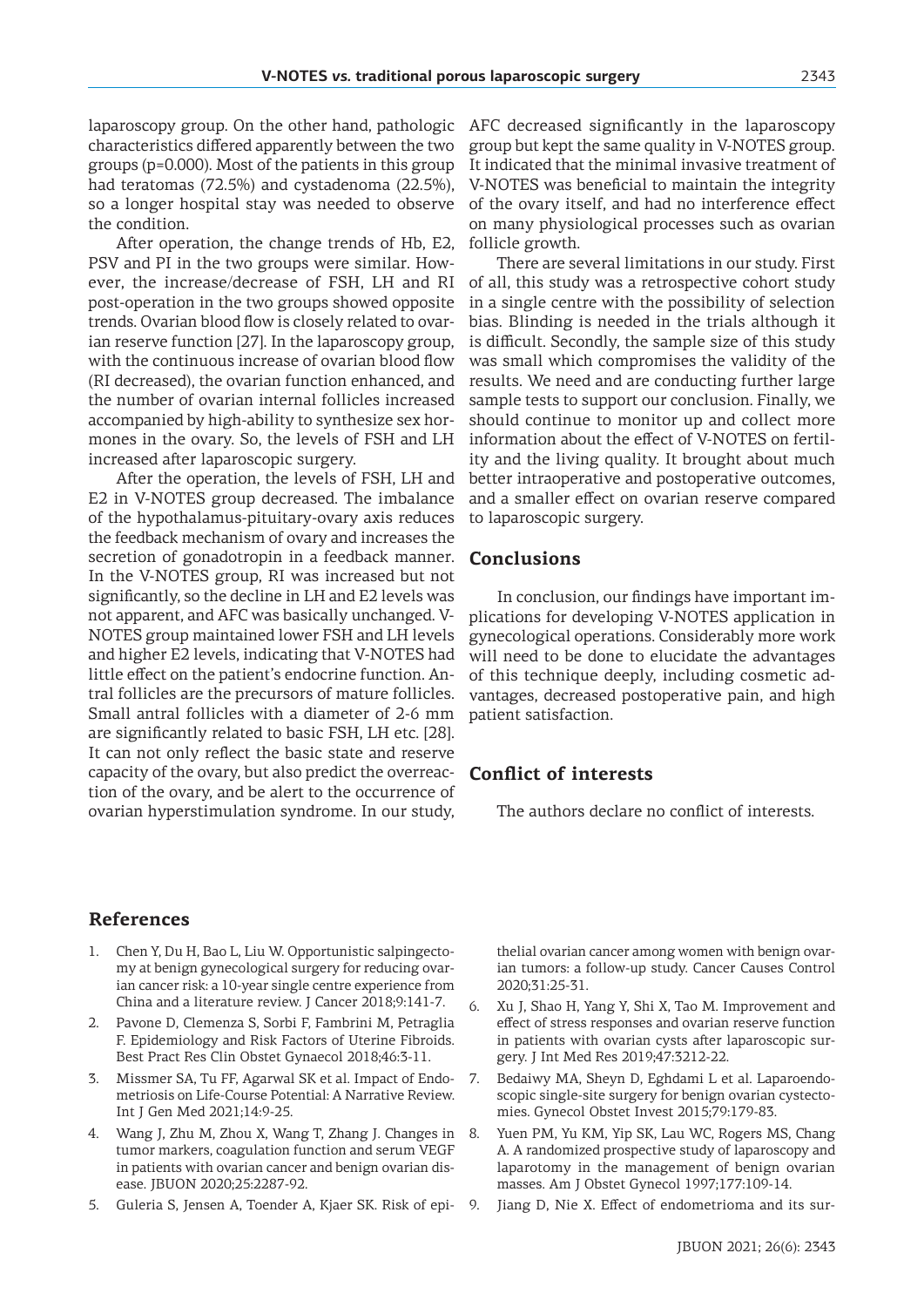laparoscopy group. On the other hand, pathologic characteristics differed apparently between the two groups (p=0.000). Most of the patients in this group had teratomas (72.5%) and cystadenoma (22.5%), so a longer hospital stay was needed to observe the condition.

After operation, the change trends of Hb, E2, PSV and PI in the two groups were similar. However, the increase/decrease of FSH, LH and RI post-operation in the two groups showed opposite trends. Ovarian blood flow is closely related to ovarian reserve function [27]. In the laparoscopy group, with the continuous increase of ovarian blood flow (RI decreased), the ovarian function enhanced, and the number of ovarian internal follicles increased accompanied by high-ability to synthesize sex hormones in the ovary. So, the levels of FSH and LH increased after laparoscopic surgery.

After the operation, the levels of FSH, LH and E2 in V-NOTES group decreased. The imbalance of the hypothalamus-pituitary-ovary axis reduces the feedback mechanism of ovary and increases the secretion of gonadotropin in a feedback manner. In the V-NOTES group, RI was increased but not significantly, so the decline in LH and E2 levels was not apparent, and AFC was basically unchanged. V-NOTES group maintained lower FSH and LH levels and higher E2 levels, indicating that V-NOTES had little effect on the patient's endocrine function. Antral follicles are the precursors of mature follicles. Small antral follicles with a diameter of 2-6 mm are significantly related to basic FSH, LH etc. [28]. It can not only reflect the basic state and reserve capacity of the ovary, but also predict the overreaction of the ovary, and be alert to the occurrence of ovarian hyperstimulation syndrome. In our study, AFC decreased significantly in the laparoscopy group but kept the same quality in V-NOTES group. It indicated that the minimal invasive treatment of V-NOTES was beneficial to maintain the integrity of the ovary itself, and had no interference effect on many physiological processes such as ovarian follicle growth.

There are several limitations in our study. First of all, this study was a retrospective cohort study in a single centre with the possibility of selection bias. Blinding is needed in the trials although it is difficult. Secondly, the sample size of this study was small which compromises the validity of the results. We need and are conducting further large sample tests to support our conclusion. Finally, we should continue to monitor up and collect more information about the effect of V-NOTES on fertility and the living quality. It brought about much better intraoperative and postoperative outcomes, and a smaller effect on ovarian reserve compared to laparoscopic surgery.

## Conclusions

In conclusion, our findings have important implications for developing V-NOTES application in gynecological operations. Considerably more work will need to be done to elucidate the advantages of this technique deeply, including cosmetic advantages, decreased postoperative pain, and high patient satisfaction.

## Conflict of interests

The authors declare no conflict of interests.

## References

1. Chen Y, Du H, Bao L, Liu W. Opportunistic salpingectomy at benign gynecological surgery for reducing ovarian cancer risk: a 10-year single centre experience from China and a literature review. J Cancer 2018;9:141-7.
2. Pavone D, Clemenza S, Sorbi F, Fambrini M, Petraglia F. Epidemiology and Risk Factors of Uterine Fibroids. Best Pract Res Clin Obstet Gynaecol 2018;46:3-11.
3. Missmer SA, Tu FF, Agarwal SK et al. Impact of Endometriosis on Life-Course Potential: A Narrative Review. Int J Gen Med 2021;14:9-25.
4. Wang J, Zhu M, Zhou X, Wang T, Zhang J. Changes in tumor markers, coagulation function and serum VEGF in patients with ovarian cancer and benign ovarian disease. JBUON 2020;25:2287-92.
5. Guleria S, Jensen A, Toender A, Kjaer SK. Risk of epithelial ovarian cancer among women with benign ovarian tumors: a follow-up study. Cancer Causes Control 2020;31:25-31.
6. Xu J, Shao H, Yang Y, Shi X, Tao M. Improvement and effect of stress responses and ovarian reserve function in patients with ovarian cysts after laparoscopic surgery. J Int Med Res 2019;47:3212-22.
7. Bedaiwy MA, Sheyn D, Eghdami L et al. Laparoendoscopic single-site surgery for benign ovarian cystectomies. Gynecol Obstet Invest 2015;79:179-83.
8. Yuen PM, Yu KM, Yip SK, Lau WC, Rogers MS, Chang A. A randomized prospective study of laparoscopy and laparotomy in the management of benign ovarian masses. Am J Obstet Gynecol 1997;177:109-14.
9. Jiang D, Nie X. Effect of endometrioma and its sur-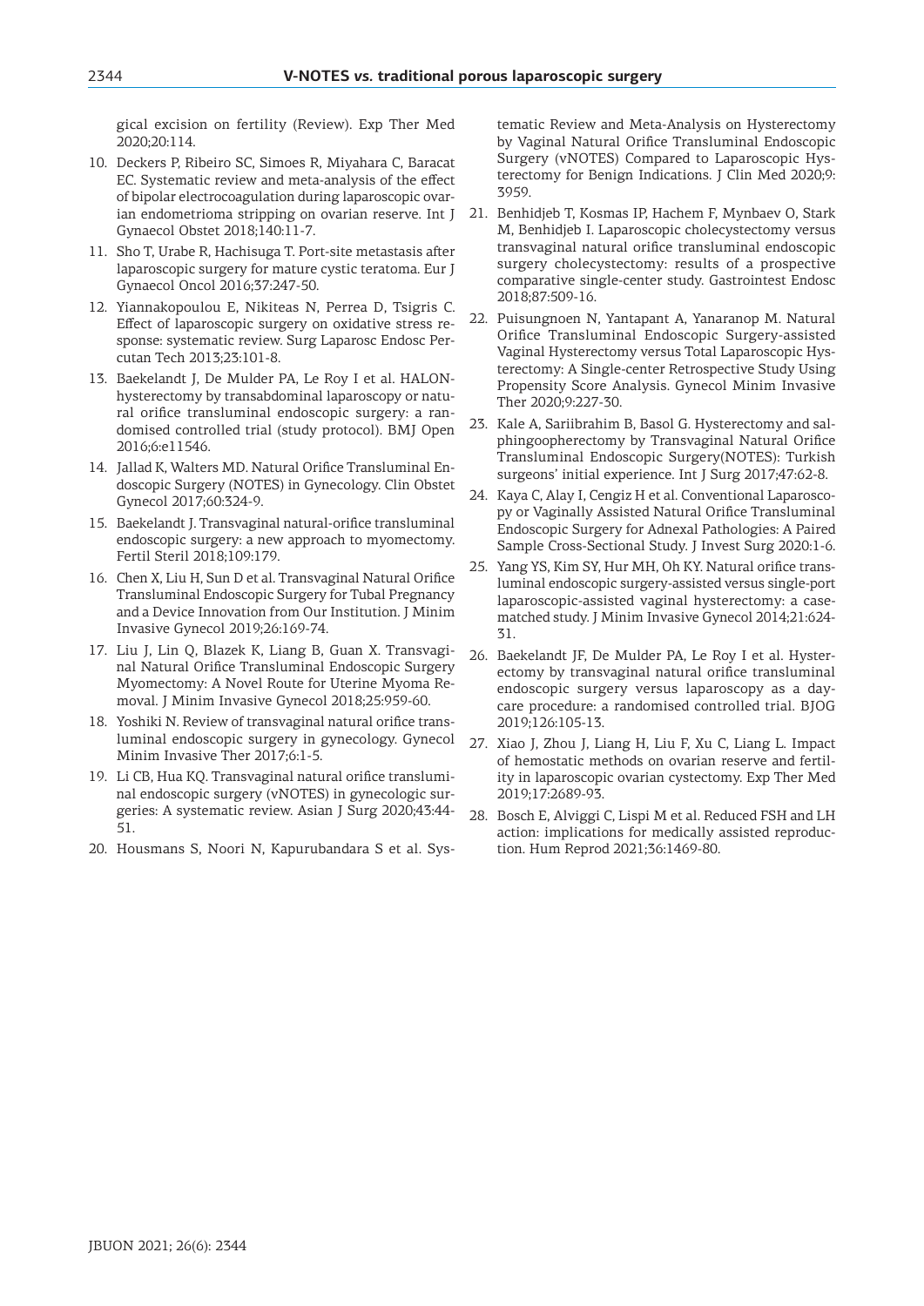gical excision on fertility (Review). Exp Ther Med 2020;20:114.

10. Deckers P, Ribeiro SC, Simoes R, Miyahara C, Baracat EC. Systematic review and meta-analysis of the effect of bipolar electrocoagulation during laparoscopic ovarian endometrioma stripping on ovarian reserve. Int J Gynaecol Obstet 2018;140:11-7.
11. Sho T, Urabe R, Hachisuga T. Port-site metastasis after laparoscopic surgery for mature cystic teratoma. Eur J Gynaecol Oncol 2016;37:247-50.
12. Yiannakopoulou E, Nikiteas N, Perrea D, Tsigris C. Effect of laparoscopic surgery on oxidative stress response: systematic review. Surg Laparosc Endosc Percutan Tech 2013;23:101-8.
13. Baekelandt J, De Mulder PA, Le Roy I et al. HALON-hysterectomy by transabdominal laparoscopy or natural orifice transluminal endoscopic surgery: a randomised controlled trial (study protocol). BMJ Open 2016;6:e11546.
14. Jallad K, Walters MD. Natural Orifice Transluminal Endoscopic Surgery (NOTES) in Gynecology. Clin Obstet Gynecol 2017;60:324-9.
15. Baekelandt J. Transvaginal natural-orifice transluminal endoscopic surgery: a new approach to myomectomy. Fertil Steril 2018;109:179.
16. Chen X, Liu H, Sun D et al. Transvaginal Natural Orifice Transluminal Endoscopic Surgery for Tubal Pregnancy and a Device Innovation from Our Institution. J Minim Invasive Gynecol 2019;26:169-74.
17. Liu J, Lin Q, Blazek K, Liang B, Guan X. Transvaginal Natural Orifice Transluminal Endoscopic Surgery Myomectomy: A Novel Route for Uterine Myoma Removal. J Minim Invasive Gynecol 2018;25:959-60.
18. Yoshiki N. Review of transvaginal natural orifice transluminal endoscopic surgery in gynecology. Gynecol Minim Invasive Ther 2017;6:1-5.
19. Li CB, Hua KQ. Transvaginal natural orifice transluminal endoscopic surgery (vNOTES) in gynecologic surgeries: A systematic review. Asian J Surg 2020;43:44-51.
20. Housmans S, Noori N, Kapurubandara S et al. Systematic Review and Meta-Analysis on Hysterectomy by Vaginal Natural Orifice Transluminal Endoscopic Surgery (vNOTES) Compared to Laparoscopic Hysterectomy for Benign Indications. J Clin Med 2020;9:3959.
21. Benhidjeb T, Kosmas IP, Hachem F, Mynbaev O, Stark M, Benhidjeb I. Laparoscopic cholecystectomy versus transvaginal natural orifice transluminal endoscopic surgery cholecystectomy: results of a prospective comparative single-center study. Gastrointest Endosc 2018;87:509-16.
22. Puisungnoen N, Yantapant A, Yanaranop M. Natural Orifice Transluminal Endoscopic Surgery-assisted Vaginal Hysterectomy versus Total Laparoscopic Hysterectomy: A Single-center Retrospective Study Using Propensity Score Analysis. Gynecol Minim Invasive Ther 2020;9:227-30.
23. Kale A, Sariibrahim B, Basol G. Hysterectomy and salphingoopherectomy by Transvaginal Natural Orifice Transluminal Endoscopic Surgery(NOTES): Turkish surgeons' initial experience. Int J Surg 2017;47:62-8.
24. Kaya C, Alay I, Cengiz H et al. Conventional Laparoscopy or Vaginally Assisted Natural Orifice Transluminal Endoscopic Surgery for Adnexal Pathologies: A Paired Sample Cross-Sectional Study. J Invest Surg 2020:1-6.
25. Yang YS, Kim SY, Hur MH, Oh KY. Natural orifice transluminal endoscopic surgery-assisted versus single-port laparoscopic-assisted vaginal hysterectomy: a case-matched study. J Minim Invasive Gynecol 2014;21:624-31.
26. Baekelandt JF, De Mulder PA, Le Roy I et al. Hysterectomy by transvaginal natural orifice transluminal endoscopic surgery versus laparoscopy as a day-care procedure: a randomised controlled trial. BJOG 2019;126:105-13.
27. Xiao J, Zhou J, Liang H, Liu F, Xu C, Liang L. Impact of hemostatic methods on ovarian reserve and fertility in laparoscopic ovarian cystectomy. Exp Ther Med 2019;17:2689-93.
28. Bosch E, Alviggi C, Lispi M et al. Reduced FSH and LH action: implications for medically assisted reproduction. Hum Reprod 2021;36:1469-80.